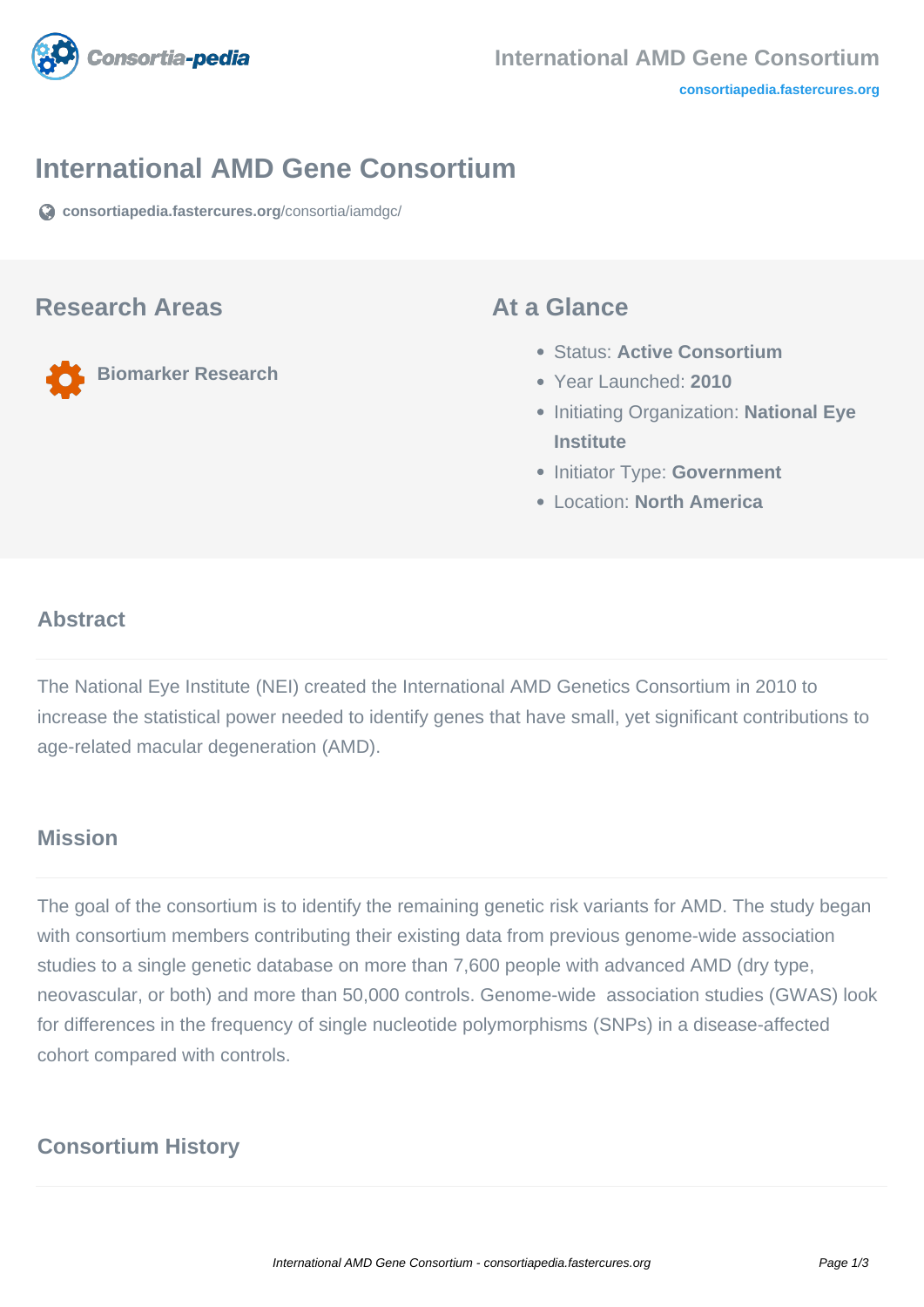# International AMD Gene Consortium

consortiapedia.fastercures.org/consortia/iamdgc/

## Research Areas

Biomarker Research

## At a Glance

- Status: **Active Consortium**
- Year Launched: **2010**
- Initiating Organization: **National Eye Institute**
- Initiator Type: **Government**
- Location: **North America**

### Abstract

The National Eye Institute (NEI) created the International AMD Genetics Consortium in 2010 to increase the statistical power needed to identify genes that have small, yet significant contributions to age-related macular degeneration (AMD).

### Mission

The goal of the consortium is to identify the remaining genetic risk variants for AMD. The study began with consortium members contributing their existing data from previous genome-wide association studies to a single genetic database on more than 7,600 people with advanced AMD (dry type, neovascular, or both) and more than 50,000 controls. Genome-wide association studies (GWAS) look for differences in the frequency of single nucleotide polymorphisms (SNPs) in a disease-affected cohort compared with controls.

### Consortium History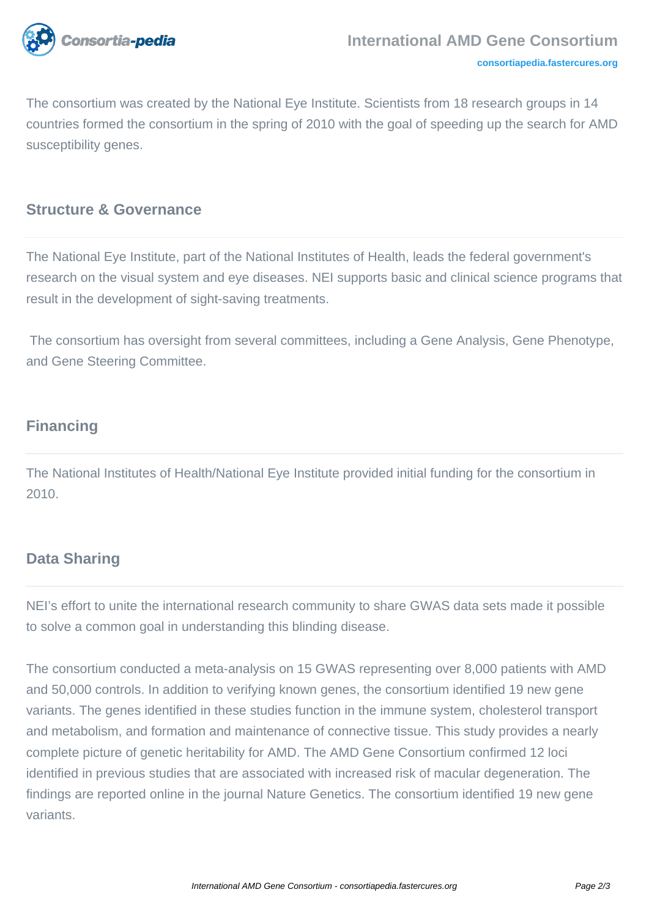The consortium was created by the National Eye Institute. Scientists from 18 research groups in 14 countries formed the consortium in the spring of 2010 with the goal of speeding up the search for AMD susceptibility genes.

## Structure & Governance

The National Eye Institute, part of the National Institutes of Health, leads the federal government's research on the visual system and eye diseases. NEI supports basic and clinical science programs that result in the development of sight-saving treatments.

The consortium has oversight from several committees, including a Gene Analysis, Gene Phenotype, and Gene Steering Committee.

## Financing

The National Institutes of Health/National Eye Institute provided initial funding for the consortium in 2010.

## Data Sharing

NEI's effort to unite the international research community to share GWAS data sets made it possible to solve a common goal in understanding this blinding disease.

The consortium conducted a meta-analysis on 15 GWAS representing over 8,000 patients with AMD and 50,000 controls. In addition to verifying known genes, the consortium identified 19 new gene variants. The genes identified in these studies function in the immune system, cholesterol transport and metabolism, and formation and maintenance of connective tissue. This study provides a nearly complete picture of genetic heritability for AMD. The AMD Gene Consortium confirmed 12 loci identified in previous studies that are associated with increased risk of macular degeneration. The findings are reported online in the journal Nature Genetics. The consortium identified 19 new gene variants.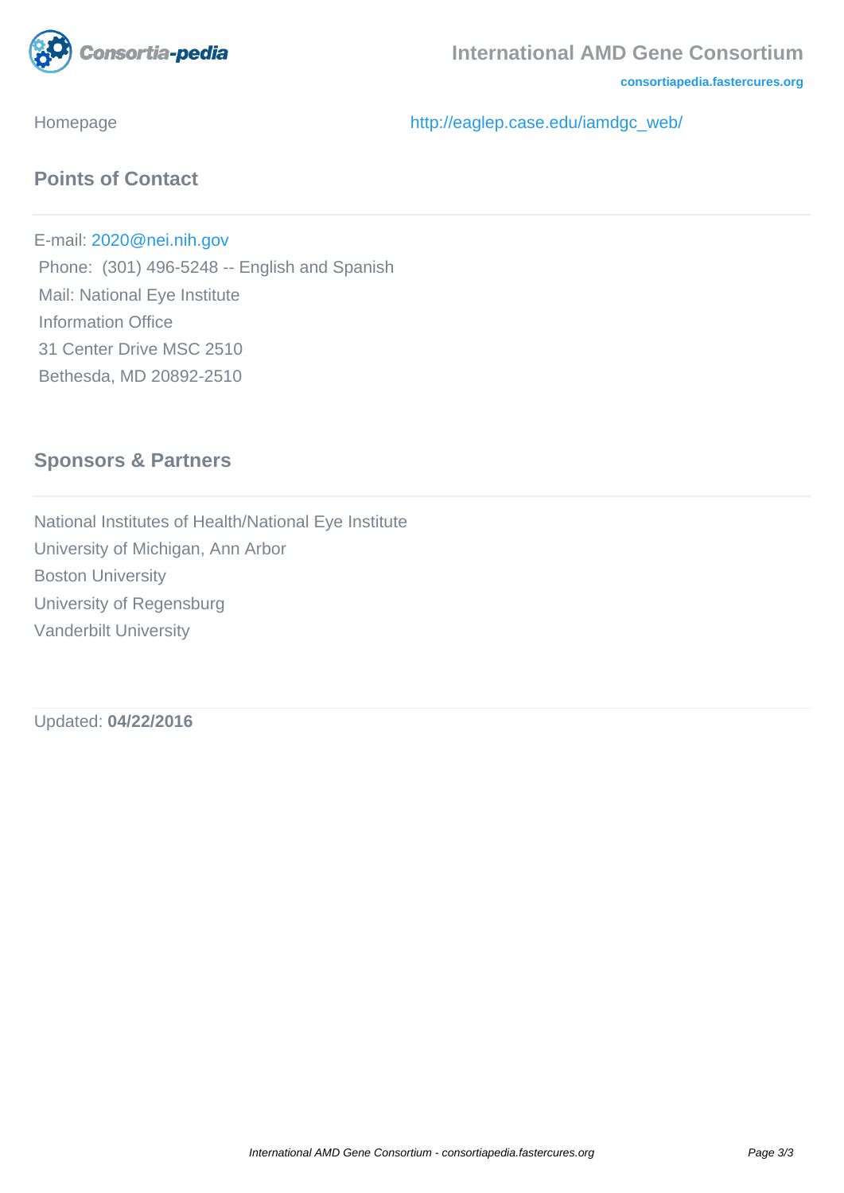Homepage http://eaglep.case.edu/iamdgc_web/

## Points of Contact

E-mail: 2020@nei.nih.gov
Phone: (301) 496-5248 -- English and Spanish
Mail: National Eye Institute
Information Office
31 Center Drive MSC 2510
Bethesda, MD 20892-2510

## Sponsors & Partners

National Institutes of Health/National Eye Institute
University of Michigan, Ann Arbor
Boston University
University of Regensburg
Vanderbilt University

Updated: **04/22/2016**